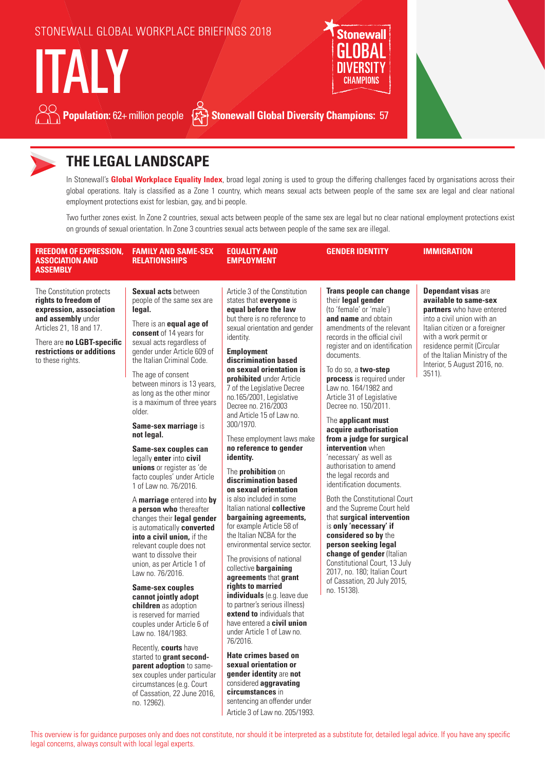STONEWALL GLOBAL WORKPLACE BRIEFINGS 2018

# ITALY

**Population:** 62+ million people **Stonewall Global Diversity Champions:** 57

## THE LEGAL LANDSCAPE

In Stonewall's **Global Workplace Equality Index**, broad legal zoning is used to group the differing challenges faced by organisations across their global operations. Italy is classified as a Zone 1 country, which means sexual acts between people of the same sex are legal and clear national employment protections exist for lesbian, gay, and bi people.

Two further zones exist. In Zone 2 countries, sexual acts between people of the same sex are legal but no clear national employment protections exist on grounds of sexual orientation. In Zone 3 countries sexual acts between people of the same sex are illegal.

### FREEDOM OF EXPRESSION, ASSOCIATION AND ASSEMBLY

The Constitution protects **rights to freedom of expression, association and assembly** under Articles 21, 18 and 17.

There are **no LGBT-specific restrictions or additions** to these rights.

### FAMILY AND SAME-SEX RELATIONSHIPS

**Sexual acts** between people of the same sex are **legal.**

There is an **equal age of consent** of 14 years for sexual acts regardless of gender under Article 609 of the Italian Criminal Code.

The age of consent between minors is 13 years, as long as the other minor is a maximum of three years older.

**Same-sex marriage** is **not legal.**

**Same-sex couples can** legally **enter** into **civil unions** or register as 'de facto couples' under Article 1 of Law no. 76/2016.

A **marriage** entered into **by a person who** thereafter changes their **legal gender** is automatically **converted into a civil union,** if the relevant couple does not want to dissolve their union, as per Article 1 of Law no. 76/2016.

**Same-sex couples cannot jointly adopt children** as adoption is reserved for married couples under Article 6 of Law no. 184/1983.

Recently, **courts** have started to **grant second-parent adoption** to same-sex couples under particular circumstances (e.g. Court of Cassation, 22 June 2016, no. 12962).

### EQUALITY AND EMPLOYMENT

Article 3 of the Constitution states that **everyone** is **equal before the law** but there is no reference to sexual orientation and gender identity.

**Employment discrimination based on sexual orientation is prohibited** under Article 7 of the Legislative Decree no.165/2001, Legislative Decree no. 216/2003 and Article 15 of Law no. 300/1970.

These employment laws make **no reference to gender identity.**

The **prohibition** on **discrimination based on sexual orientation** is also included in some Italian national **collective bargaining agreements,** for example Article 58 of the Italian NCBA for the environmental service sector.

The provisions of national collective **bargaining agreements** that **grant rights to married individuals** (e.g. leave due to partner's serious illness) **extend to** individuals that have entered a **civil union** under Article 1 of Law no. 76/2016.

**Hate crimes based on sexual orientation or gender identity** are **not** considered **aggravating circumstances** in sentencing an offender under Article 3 of Law no. 205/1993.

### GENDER IDENTITY

**Trans people can change** their **legal gender** (to 'female' or 'male') **and name** and obtain amendments of the relevant records in the official civil register and on identification documents.

To do so, a **two-step process** is required under Law no. 164/1982 and Article 31 of Legislative Decree no. 150/2011.

The **applicant must acquire authorisation from a judge for surgical intervention** when 'necessary' as well as authorisation to amend the legal records and identification documents.

Both the Constitutional Court and the Supreme Court held that **surgical intervention** is **only 'necessary' if considered so by** the **person seeking legal change of gender** (Italian Constitutional Court, 13 July 2017, no. 180; Italian Court of Cassation, 20 July 2015, no. 15138).

### IMMIGRATION

**Dependant visas** are **available to same-sex partners** who have entered into a civil union with an Italian citizen or a foreigner with a work permit or residence permit (Circular of the Italian Ministry of the Interior, 5 August 2016, no. 3511).

This overview is for guidance purposes only and does not constitute, nor should it be interpreted as a substitute for, detailed legal advice. If you have any specific legal concerns, always consult with local legal experts.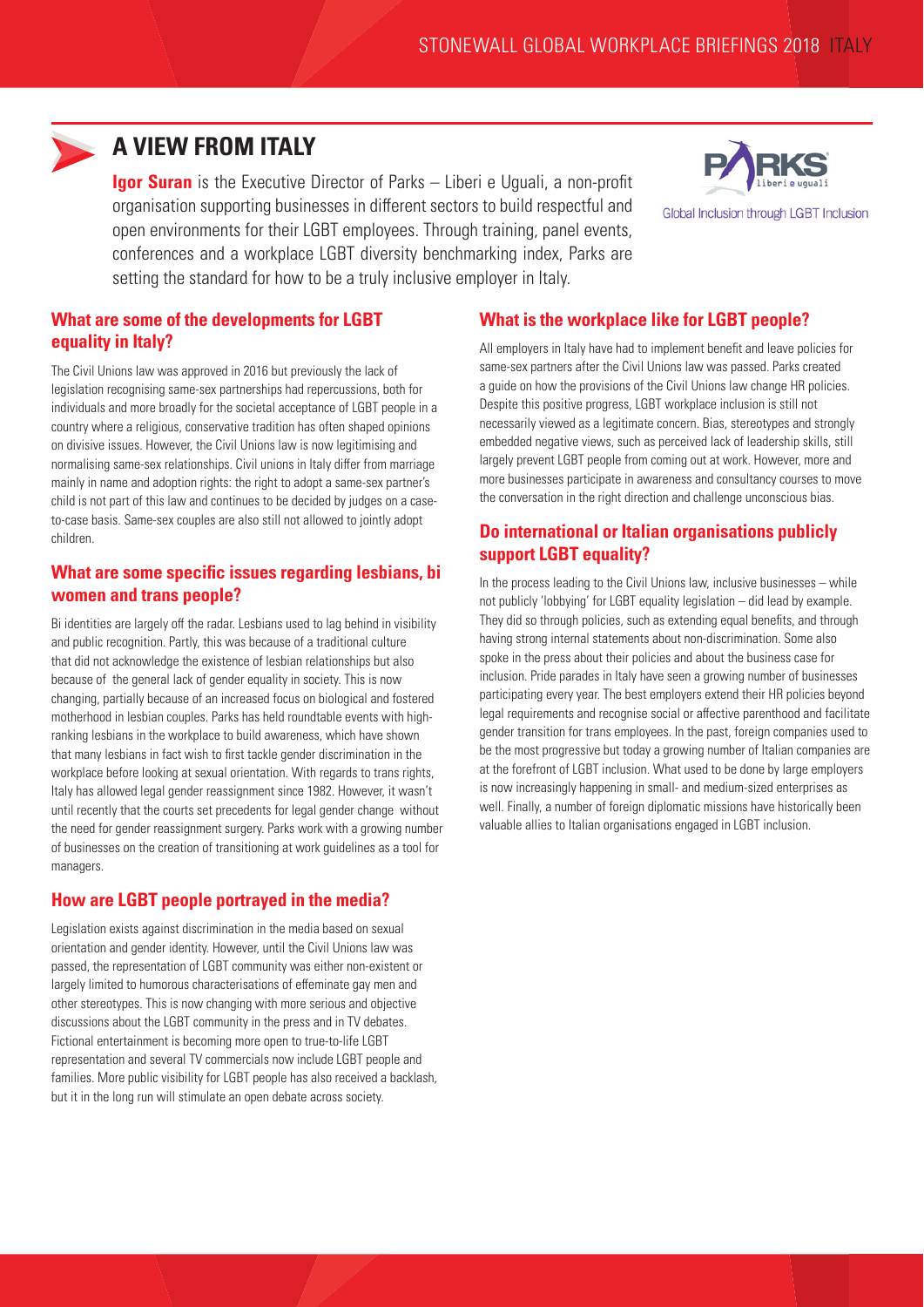# A VIEW FROM ITALY

**Igor Suran** is the Executive Director of Parks – Liberi e Uguali, a non-profit organisation supporting businesses in different sectors to build respectful and open environments for their LGBT employees. Through training, panel events, conferences and a workplace LGBT diversity benchmarking index, Parks are setting the standard for how to be a truly inclusive employer in Italy.

## What are some of the developments for LGBT equality in Italy?

The Civil Unions law was approved in 2016 but previously the lack of legislation recognising same-sex partnerships had repercussions, both for individuals and more broadly for the societal acceptance of LGBT people in a country where a religious, conservative tradition has often shaped opinions on divisive issues. However, the Civil Unions law is now legitimising and normalising same-sex relationships. Civil unions in Italy differ from marriage mainly in name and adoption rights: the right to adopt a same-sex partner's child is not part of this law and continues to be decided by judges on a case-to-case basis. Same-sex couples are also still not allowed to jointly adopt children.

## What are some specific issues regarding lesbians, bi women and trans people?

Bi identities are largely off the radar. Lesbians used to lag behind in visibility and public recognition. Partly, this was because of a traditional culture that did not acknowledge the existence of lesbian relationships but also because of the general lack of gender equality in society. This is now changing, partially because of an increased focus on biological and fostered motherhood in lesbian couples. Parks has held roundtable events with high-ranking lesbians in the workplace to build awareness, which have shown that many lesbians in fact wish to first tackle gender discrimination in the workplace before looking at sexual orientation. With regards to trans rights, Italy has allowed legal gender reassignment since 1982. However, it wasn't until recently that the courts set precedents for legal gender change without the need for gender reassignment surgery. Parks work with a growing number of businesses on the creation of transitioning at work guidelines as a tool for managers.

## How are LGBT people portrayed in the media?

Legislation exists against discrimination in the media based on sexual orientation and gender identity. However, until the Civil Unions law was passed, the representation of LGBT community was either non-existent or largely limited to humorous characterisations of effeminate gay men and other stereotypes. This is now changing with more serious and objective discussions about the LGBT community in the press and in TV debates. Fictional entertainment is becoming more open to true-to-life LGBT representation and several TV commercials now include LGBT people and families. More public visibility for LGBT people has also received a backlash, but it in the long run will stimulate an open debate across society.

## What is the workplace like for LGBT people?

All employers in Italy have had to implement benefit and leave policies for same-sex partners after the Civil Unions law was passed. Parks created a guide on how the provisions of the Civil Unions law change HR policies. Despite this positive progress, LGBT workplace inclusion is still not necessarily viewed as a legitimate concern. Bias, stereotypes and strongly embedded negative views, such as perceived lack of leadership skills, still largely prevent LGBT people from coming out at work. However, more and more businesses participate in awareness and consultancy courses to move the conversation in the right direction and challenge unconscious bias.

## Do international or Italian organisations publicly support LGBT equality?

In the process leading to the Civil Unions law, inclusive businesses – while not publicly 'lobbying' for LGBT equality legislation – did lead by example. They did so through policies, such as extending equal benefits, and through having strong internal statements about non-discrimination. Some also spoke in the press about their policies and about the business case for inclusion. Pride parades in Italy have seen a growing number of businesses participating every year. The best employers extend their HR policies beyond legal requirements and recognise social or affective parenthood and facilitate gender transition for trans employees. In the past, foreign companies used to be the most progressive but today a growing number of Italian companies are at the forefront of LGBT inclusion. What used to be done by large employers is now increasingly happening in small- and medium-sized enterprises as well. Finally, a number of foreign diplomatic missions have historically been valuable allies to Italian organisations engaged in LGBT inclusion.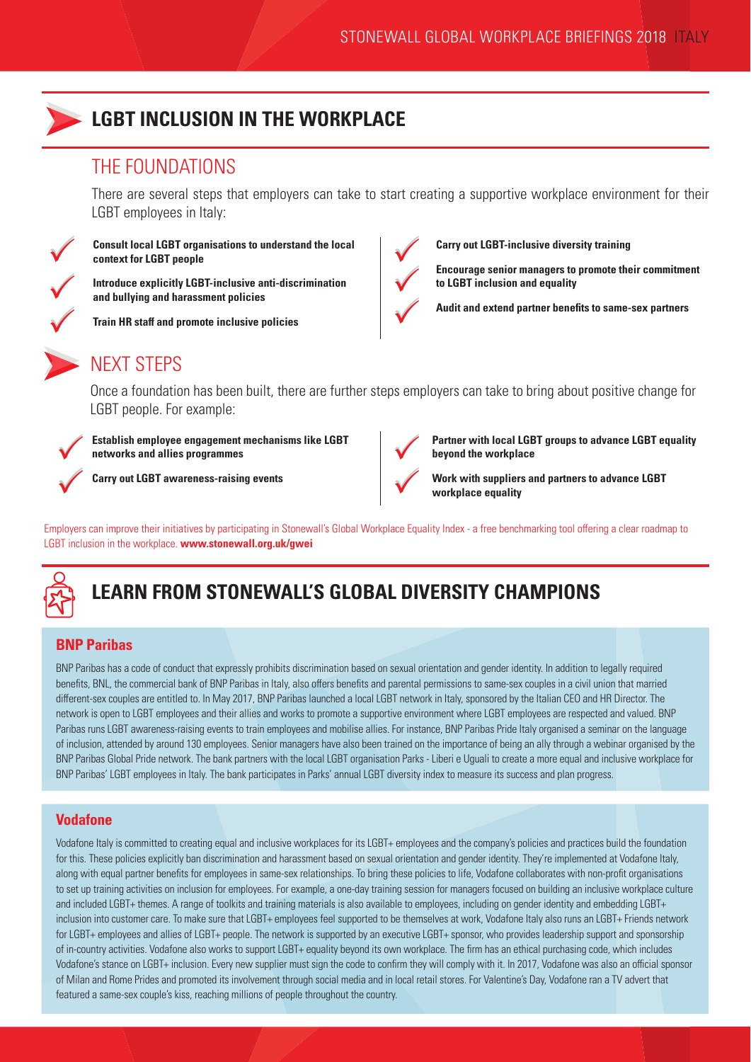# LGBT INCLUSION IN THE WORKPLACE

## THE FOUNDATIONS

There are several steps that employers can take to start creating a supportive workplace environment for their LGBT employees in Italy:

- **Consult local LGBT organisations to understand the local context for LGBT people**
- **Introduce explicitly LGBT-inclusive anti-discrimination and bullying and harassment policies**
- **Train HR staff and promote inclusive policies**
- **Carry out LGBT-inclusive diversity training**
- **Encourage senior managers to promote their commitment to LGBT inclusion and equality**
- **Audit and extend partner benefits to same-sex partners**

## NEXT STEPS

Once a foundation has been built, there are further steps employers can take to bring about positive change for LGBT people. For example:

- **Establish employee engagement mechanisms like LGBT networks and allies programmes**
- **Carry out LGBT awareness-raising events**
- **Partner with local LGBT groups to advance LGBT equality beyond the workplace**
- **Work with suppliers and partners to advance LGBT workplace equality**

Employers can improve their initiatives by participating in Stonewall's Global Workplace Equality Index - a free benchmarking tool offering a clear roadmap to LGBT inclusion in the workplace. **www.stonewall.org.uk/gwei**

# LEARN FROM STONEWALL'S GLOBAL DIVERSITY CHAMPIONS

### BNP Paribas

BNP Paribas has a code of conduct that expressly prohibits discrimination based on sexual orientation and gender identity. In addition to legally required benefits, BNL, the commercial bank of BNP Paribas in Italy, also offers benefits and parental permissions to same-sex couples in a civil union that married different-sex couples are entitled to. In May 2017, BNP Paribas launched a local LGBT network in Italy, sponsored by the Italian CEO and HR Director. The network is open to LGBT employees and their allies and works to promote a supportive environment where LGBT employees are respected and valued. BNP Paribas runs LGBT awareness-raising events to train employees and mobilise allies. For instance, BNP Paribas Pride Italy organised a seminar on the language of inclusion, attended by around 130 employees. Senior managers have also been trained on the importance of being an ally through a webinar organised by the BNP Paribas Global Pride network. The bank partners with the local LGBT organisation Parks - Liberi e Uguali to create a more equal and inclusive workplace for BNP Paribas' LGBT employees in Italy. The bank participates in Parks' annual LGBT diversity index to measure its success and plan progress.

### Vodafone

Vodafone Italy is committed to creating equal and inclusive workplaces for its LGBT+ employees and the company's policies and practices build the foundation for this. These policies explicitly ban discrimination and harassment based on sexual orientation and gender identity. They're implemented at Vodafone Italy, along with equal partner benefits for employees in same-sex relationships. To bring these policies to life, Vodafone collaborates with non-profit organisations to set up training activities on inclusion for employees. For example, a one-day training session for managers focused on building an inclusive workplace culture and included LGBT+ themes. A range of toolkits and training materials is also available to employees, including on gender identity and embedding LGBT+ inclusion into customer care. To make sure that LGBT+ employees feel supported to be themselves at work, Vodafone Italy also runs an LGBT+ Friends network for LGBT+ employees and allies of LGBT+ people. The network is supported by an executive LGBT+ sponsor, who provides leadership support and sponsorship of in-country activities. Vodafone also works to support LGBT+ equality beyond its own workplace. The firm has an ethical purchasing code, which includes Vodafone's stance on LGBT+ inclusion. Every new supplier must sign the code to confirm they will comply with it. In 2017, Vodafone was also an official sponsor of Milan and Rome Prides and promoted its involvement through social media and in local retail stores. For Valentine's Day, Vodafone ran a TV advert that featured a same-sex couple's kiss, reaching millions of people throughout the country.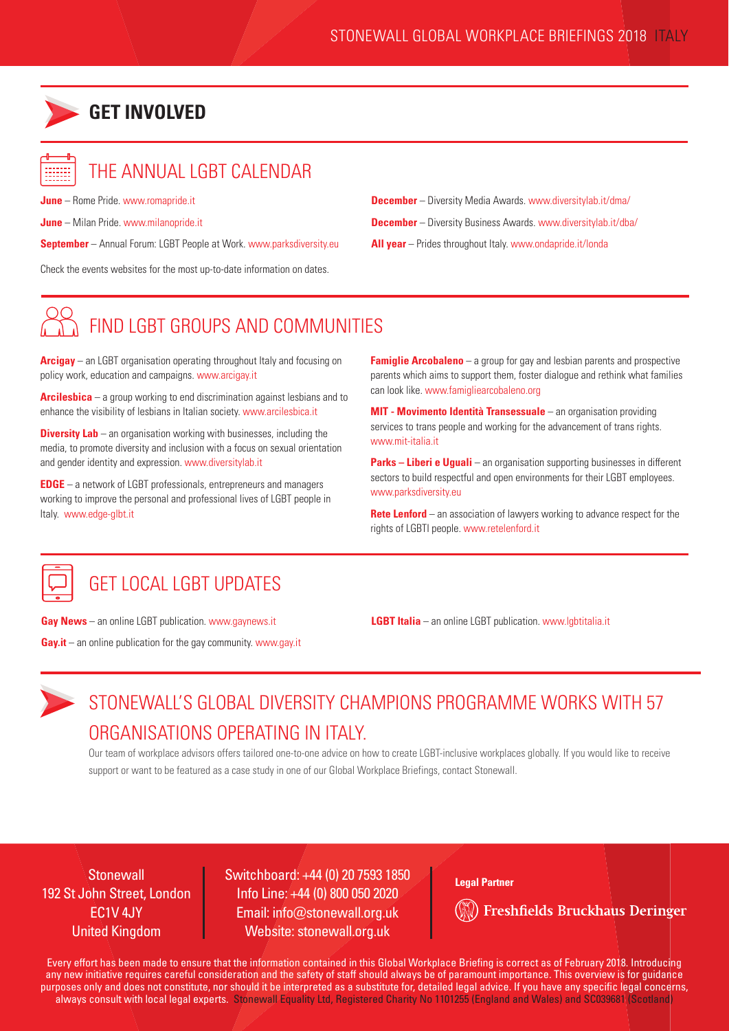# GET INVOLVED

## THE ANNUAL LGBT CALENDAR

**June** – Rome Pride. www.romapride.it

**June** – Milan Pride. www.milanopride.it

**September** – Annual Forum: LGBT People at Work. www.parksdiversity.eu

Check the events websites for the most up-to-date information on dates.

**December** – Diversity Media Awards. www.diversitylab.it/dma/

**December** – Diversity Business Awards. www.diversitylab.it/dba/

**All year** – Prides throughout Italy. www.ondapride.it/londa

## FIND LGBT GROUPS AND COMMUNITIES

**Arcigay** – an LGBT organisation operating throughout Italy and focusing on policy work, education and campaigns. www.arcigay.it

**Arcilesbica** – a group working to end discrimination against lesbians and to enhance the visibility of lesbians in Italian society. www.arcilesbica.it

**Diversity Lab** – an organisation working with businesses, including the media, to promote diversity and inclusion with a focus on sexual orientation and gender identity and expression. www.diversitylab.it

**EDGE** – a network of LGBT professionals, entrepreneurs and managers working to improve the personal and professional lives of LGBT people in Italy. www.edge-glbt.it

**Famiglie Arcobaleno** – a group for gay and lesbian parents and prospective parents which aims to support them, foster dialogue and rethink what families can look like. www.famigliearcobaleno.org

**MIT - Movimento Identità Transessuale** – an organisation providing services to trans people and working for the advancement of trans rights. www.mit-italia.it

**Parks – Liberi e Uguali** – an organisation supporting businesses in different sectors to build respectful and open environments for their LGBT employees. www.parksdiversity.eu

**Rete Lenford** – an association of lawyers working to advance respect for the rights of LGBTI people. www.retelenford.it

## GET LOCAL LGBT UPDATES

**Gay News** – an online LGBT publication. www.gaynews.it

**Gay.it** – an online publication for the gay community. www.gay.it

**LGBT Italia** – an online LGBT publication. www.lgbtitalia.it

## STONEWALL'S GLOBAL DIVERSITY CHAMPIONS PROGRAMME WORKS WITH 57 ORGANISATIONS OPERATING IN ITALY.

Our team of workplace advisors offers tailored one-to-one advice on how to create LGBT-inclusive workplaces globally. If you would like to receive support or want to be featured as a case study in one of our Global Workplace Briefings, contact Stonewall.

Stonewall
192 St John Street, London
EC1V 4JY
United Kingdom

Switchboard: +44 (0) 20 7593 1850
Info Line: +44 (0) 800 050 2020
Email: info@stonewall.org.uk
Website: stonewall.org.uk

**Legal Partner**

Freshfields Bruckhaus Deringer

Every effort has been made to ensure that the information contained in this Global Workplace Briefing is correct as of February 2018. Introducing any new initiative requires careful consideration and the safety of staff should always be of paramount importance. This overview is for guidance purposes only and does not constitute, nor should it be interpreted as a substitute for, detailed legal advice. If you have any specific legal concerns, always consult with local legal experts. Stonewall Equality Ltd, Registered Charity No 1101255 (England and Wales) and SC039681 (Scotland)